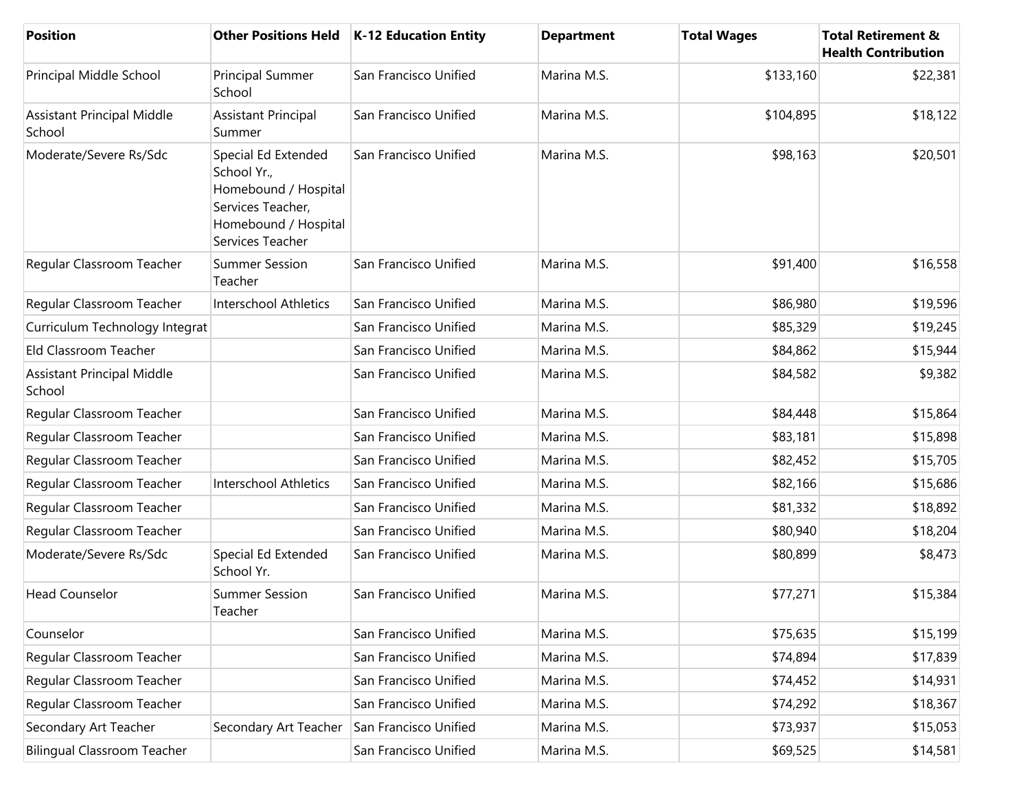| Position | Other Positions Held | K-12 Education Entity | Department | Total Wages | Total Retirement & Health Contribution |
|---|---|---|---|---|---|
| Principal Middle School | Principal Summer School | San Francisco Unified | Marina M.S. | $133,160 | $22,381 |
| Assistant Principal Middle School | Assistant Principal Summer | San Francisco Unified | Marina M.S. | $104,895 | $18,122 |
| Moderate/Severe Rs/Sdc | Special Ed Extended School Yr., Homebound / Hospital Services Teacher, Homebound / Hospital Services Teacher | San Francisco Unified | Marina M.S. | $98,163 | $20,501 |
| Regular Classroom Teacher | Summer Session Teacher | San Francisco Unified | Marina M.S. | $91,400 | $16,558 |
| Regular Classroom Teacher | Interschool Athletics | San Francisco Unified | Marina M.S. | $86,980 | $19,596 |
| Curriculum Technology Integrat | | San Francisco Unified | Marina M.S. | $85,329 | $19,245 |
| Eld Classroom Teacher | | San Francisco Unified | Marina M.S. | $84,862 | $15,944 |
| Assistant Principal Middle School | | San Francisco Unified | Marina M.S. | $84,582 | $9,382 |
| Regular Classroom Teacher | | San Francisco Unified | Marina M.S. | $84,448 | $15,864 |
| Regular Classroom Teacher | | San Francisco Unified | Marina M.S. | $83,181 | $15,898 |
| Regular Classroom Teacher | | San Francisco Unified | Marina M.S. | $82,452 | $15,705 |
| Regular Classroom Teacher | Interschool Athletics | San Francisco Unified | Marina M.S. | $82,166 | $15,686 |
| Regular Classroom Teacher | | San Francisco Unified | Marina M.S. | $81,332 | $18,892 |
| Regular Classroom Teacher | | San Francisco Unified | Marina M.S. | $80,940 | $18,204 |
| Moderate/Severe Rs/Sdc | Special Ed Extended School Yr. | San Francisco Unified | Marina M.S. | $80,899 | $8,473 |
| Head Counselor | Summer Session Teacher | San Francisco Unified | Marina M.S. | $77,271 | $15,384 |
| Counselor | | San Francisco Unified | Marina M.S. | $75,635 | $15,199 |
| Regular Classroom Teacher | | San Francisco Unified | Marina M.S. | $74,894 | $17,839 |
| Regular Classroom Teacher | | San Francisco Unified | Marina M.S. | $74,452 | $14,931 |
| Regular Classroom Teacher | | San Francisco Unified | Marina M.S. | $74,292 | $18,367 |
| Secondary Art Teacher | Secondary Art Teacher | San Francisco Unified | Marina M.S. | $73,937 | $15,053 |
| Bilingual Classroom Teacher | | San Francisco Unified | Marina M.S. | $69,525 | $14,581 |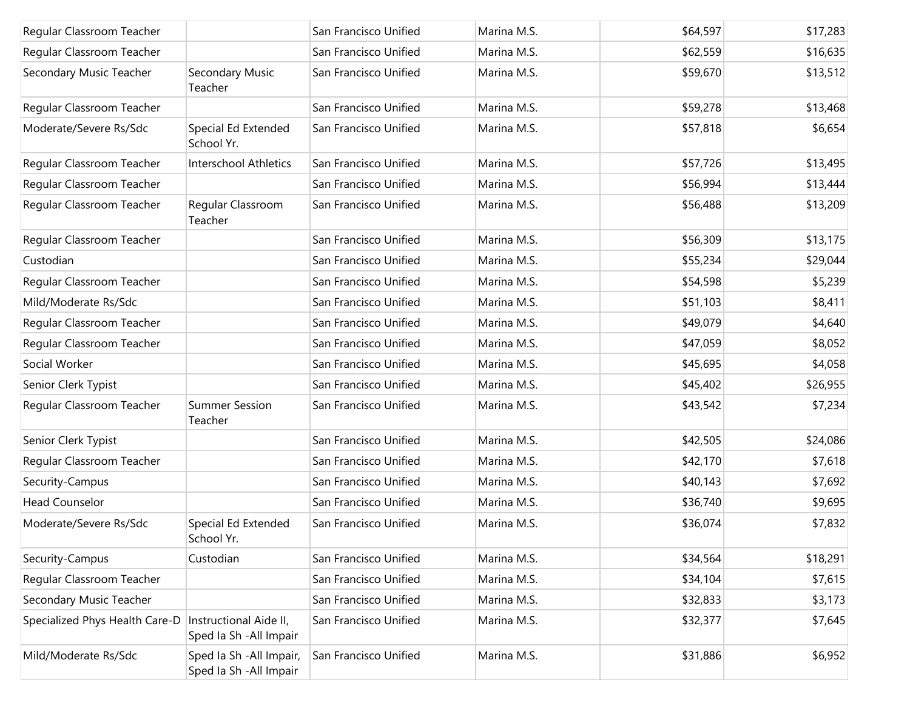| | | | | | |
|---|---|---|---|---|---|
| Regular Classroom Teacher | | San Francisco Unified | Marina M.S. | $64,597 | $17,283 |
| Regular Classroom Teacher | | San Francisco Unified | Marina M.S. | $62,559 | $16,635 |
| Secondary Music Teacher | Secondary Music Teacher | San Francisco Unified | Marina M.S. | $59,670 | $13,512 |
| Regular Classroom Teacher | | San Francisco Unified | Marina M.S. | $59,278 | $13,468 |
| Moderate/Severe Rs/Sdc | Special Ed Extended School Yr. | San Francisco Unified | Marina M.S. | $57,818 | $6,654 |
| Regular Classroom Teacher | Interschool Athletics | San Francisco Unified | Marina M.S. | $57,726 | $13,495 |
| Regular Classroom Teacher | | San Francisco Unified | Marina M.S. | $56,994 | $13,444 |
| Regular Classroom Teacher | Regular Classroom Teacher | San Francisco Unified | Marina M.S. | $56,488 | $13,209 |
| Regular Classroom Teacher | | San Francisco Unified | Marina M.S. | $56,309 | $13,175 |
| Custodian | | San Francisco Unified | Marina M.S. | $55,234 | $29,044 |
| Regular Classroom Teacher | | San Francisco Unified | Marina M.S. | $54,598 | $5,239 |
| Mild/Moderate Rs/Sdc | | San Francisco Unified | Marina M.S. | $51,103 | $8,411 |
| Regular Classroom Teacher | | San Francisco Unified | Marina M.S. | $49,079 | $4,640 |
| Regular Classroom Teacher | | San Francisco Unified | Marina M.S. | $47,059 | $8,052 |
| Social Worker | | San Francisco Unified | Marina M.S. | $45,695 | $4,058 |
| Senior Clerk Typist | | San Francisco Unified | Marina M.S. | $45,402 | $26,955 |
| Regular Classroom Teacher | Summer Session Teacher | San Francisco Unified | Marina M.S. | $43,542 | $7,234 |
| Senior Clerk Typist | | San Francisco Unified | Marina M.S. | $42,505 | $24,086 |
| Regular Classroom Teacher | | San Francisco Unified | Marina M.S. | $42,170 | $7,618 |
| Security-Campus | | San Francisco Unified | Marina M.S. | $40,143 | $7,692 |
| Head Counselor | | San Francisco Unified | Marina M.S. | $36,740 | $9,695 |
| Moderate/Severe Rs/Sdc | Special Ed Extended School Yr. | San Francisco Unified | Marina M.S. | $36,074 | $7,832 |
| Security-Campus | Custodian | San Francisco Unified | Marina M.S. | $34,564 | $18,291 |
| Regular Classroom Teacher | | San Francisco Unified | Marina M.S. | $34,104 | $7,615 |
| Secondary Music Teacher | | San Francisco Unified | Marina M.S. | $32,833 | $3,173 |
| Specialized Phys Health Care-D | Instructional Aide II, Sped Ia Sh -All Impair | San Francisco Unified | Marina M.S. | $32,377 | $7,645 |
| Mild/Moderate Rs/Sdc | Sped Ia Sh -All Impair, Sped Ia Sh -All Impair | San Francisco Unified | Marina M.S. | $31,886 | $6,952 |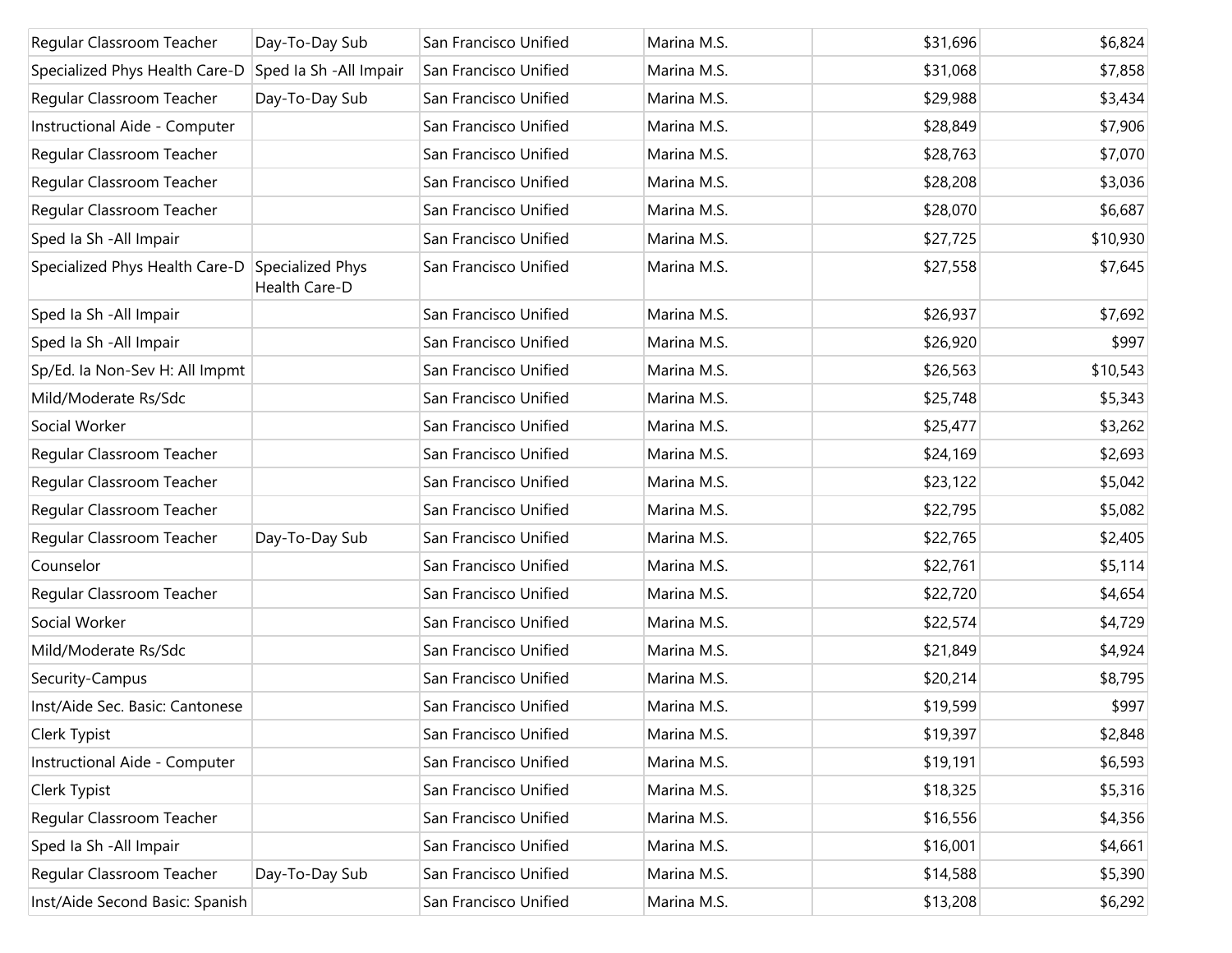| | | | | | |
|---|---|---|---|---|---|
| Regular Classroom Teacher | Day-To-Day Sub | San Francisco Unified | Marina M.S. | $31,696 | $6,824 |
| Specialized Phys Health Care-D | Sped Ia Sh -All Impair | San Francisco Unified | Marina M.S. | $31,068 | $7,858 |
| Regular Classroom Teacher | Day-To-Day Sub | San Francisco Unified | Marina M.S. | $29,988 | $3,434 |
| Instructional Aide - Computer | | San Francisco Unified | Marina M.S. | $28,849 | $7,906 |
| Regular Classroom Teacher | | San Francisco Unified | Marina M.S. | $28,763 | $7,070 |
| Regular Classroom Teacher | | San Francisco Unified | Marina M.S. | $28,208 | $3,036 |
| Regular Classroom Teacher | | San Francisco Unified | Marina M.S. | $28,070 | $6,687 |
| Sped Ia Sh -All Impair | | San Francisco Unified | Marina M.S. | $27,725 | $10,930 |
| Specialized Phys Health Care-D | Specialized Phys Health Care-D | San Francisco Unified | Marina M.S. | $27,558 | $7,645 |
| Sped Ia Sh -All Impair | | San Francisco Unified | Marina M.S. | $26,937 | $7,692 |
| Sped Ia Sh -All Impair | | San Francisco Unified | Marina M.S. | $26,920 | $997 |
| Sp/Ed. Ia Non-Sev H: All Impmt | | San Francisco Unified | Marina M.S. | $26,563 | $10,543 |
| Mild/Moderate Rs/Sdc | | San Francisco Unified | Marina M.S. | $25,748 | $5,343 |
| Social Worker | | San Francisco Unified | Marina M.S. | $25,477 | $3,262 |
| Regular Classroom Teacher | | San Francisco Unified | Marina M.S. | $24,169 | $2,693 |
| Regular Classroom Teacher | | San Francisco Unified | Marina M.S. | $23,122 | $5,042 |
| Regular Classroom Teacher | | San Francisco Unified | Marina M.S. | $22,795 | $5,082 |
| Regular Classroom Teacher | Day-To-Day Sub | San Francisco Unified | Marina M.S. | $22,765 | $2,405 |
| Counselor | | San Francisco Unified | Marina M.S. | $22,761 | $5,114 |
| Regular Classroom Teacher | | San Francisco Unified | Marina M.S. | $22,720 | $4,654 |
| Social Worker | | San Francisco Unified | Marina M.S. | $22,574 | $4,729 |
| Mild/Moderate Rs/Sdc | | San Francisco Unified | Marina M.S. | $21,849 | $4,924 |
| Security-Campus | | San Francisco Unified | Marina M.S. | $20,214 | $8,795 |
| Inst/Aide Sec. Basic: Cantonese | | San Francisco Unified | Marina M.S. | $19,599 | $997 |
| Clerk Typist | | San Francisco Unified | Marina M.S. | $19,397 | $2,848 |
| Instructional Aide - Computer | | San Francisco Unified | Marina M.S. | $19,191 | $6,593 |
| Clerk Typist | | San Francisco Unified | Marina M.S. | $18,325 | $5,316 |
| Regular Classroom Teacher | | San Francisco Unified | Marina M.S. | $16,556 | $4,356 |
| Sped Ia Sh -All Impair | | San Francisco Unified | Marina M.S. | $16,001 | $4,661 |
| Regular Classroom Teacher | Day-To-Day Sub | San Francisco Unified | Marina M.S. | $14,588 | $5,390 |
| Inst/Aide Second Basic: Spanish | | San Francisco Unified | Marina M.S. | $13,208 | $6,292 |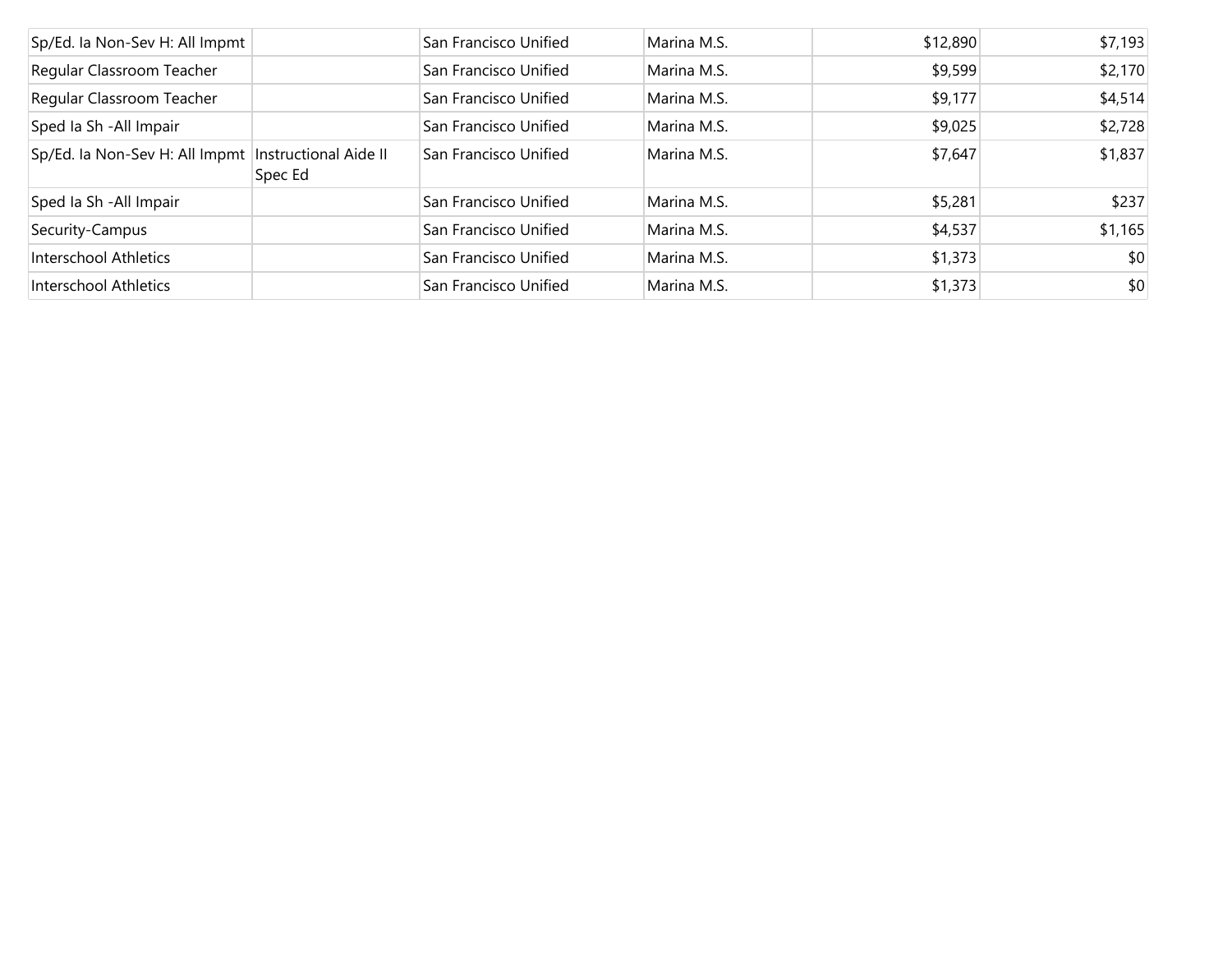| | | | | | |
|---|---|---|---|---|---|
| Sp/Ed. Ia Non-Sev H: All Impmt | | San Francisco Unified | Marina M.S. | $12,890 | $7,193 |
| Regular Classroom Teacher | | San Francisco Unified | Marina M.S. | $9,599 | $2,170 |
| Regular Classroom Teacher | | San Francisco Unified | Marina M.S. | $9,177 | $4,514 |
| Sped Ia Sh -All Impair | | San Francisco Unified | Marina M.S. | $9,025 | $2,728 |
| Sp/Ed. Ia Non-Sev H: All Impmt | Instructional Aide II Spec Ed | San Francisco Unified | Marina M.S. | $7,647 | $1,837 |
| Sped Ia Sh -All Impair | | San Francisco Unified | Marina M.S. | $5,281 | $237 |
| Security-Campus | | San Francisco Unified | Marina M.S. | $4,537 | $1,165 |
| Interschool Athletics | | San Francisco Unified | Marina M.S. | $1,373 | $0 |
| Interschool Athletics | | San Francisco Unified | Marina M.S. | $1,373 | $0 |